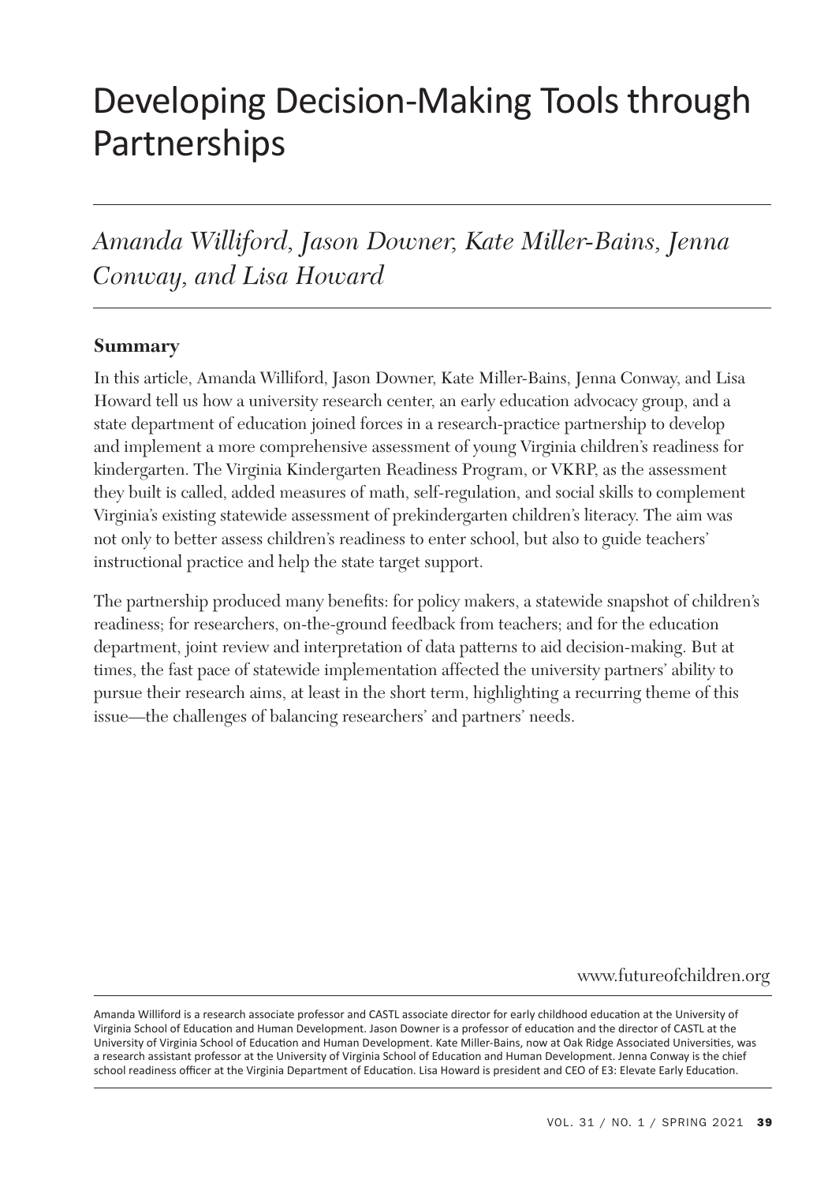# Developing Decision-Making Tools through Partnerships

*Amanda Williford, Jason Downer, Kate Miller-Bains, Jenna Conway, and Lisa Howard*

## Summary

In this article, Amanda Williford, Jason Downer, Kate Miller-Bains, Jenna Conway, and Lisa Howard tell us how a university research center, an early education advocacy group, and a state department of education joined forces in a research-practice partnership to develop and implement a more comprehensive assessment of young Virginia children's readiness for kindergarten. The Virginia Kindergarten Readiness Program, or VKRP, as the assessment they built is called, added measures of math, self-regulation, and social skills to complement Virginia's existing statewide assessment of prekindergarten children's literacy. The aim was not only to better assess children's readiness to enter school, but also to guide teachers' instructional practice and help the state target support.

The partnership produced many benefits: for policy makers, a statewide snapshot of children's readiness; for researchers, on-the-ground feedback from teachers; and for the education department, joint review and interpretation of data patterns to aid decision-making. But at times, the fast pace of statewide implementation affected the university partners' ability to pursue their research aims, at least in the short term, highlighting a recurring theme of this issue—the challenges of balancing researchers' and partners' needs.

---

Amanda Williford is a research associate professor and CASTL associate director for early childhood education at the University of Virginia School of Education and Human Development. Jason Downer is a professor of education and the director of CASTL at the University of Virginia School of Education and Human Development. Kate Miller-Bains, now at Oak Ridge Associated Universities, was a research assistant professor at the University of Virginia School of Education and Human Development. Jenna Conway is the chief school readiness officer at the Virginia Department of Education. Lisa Howard is president and CEO of E3: Elevate Early Education.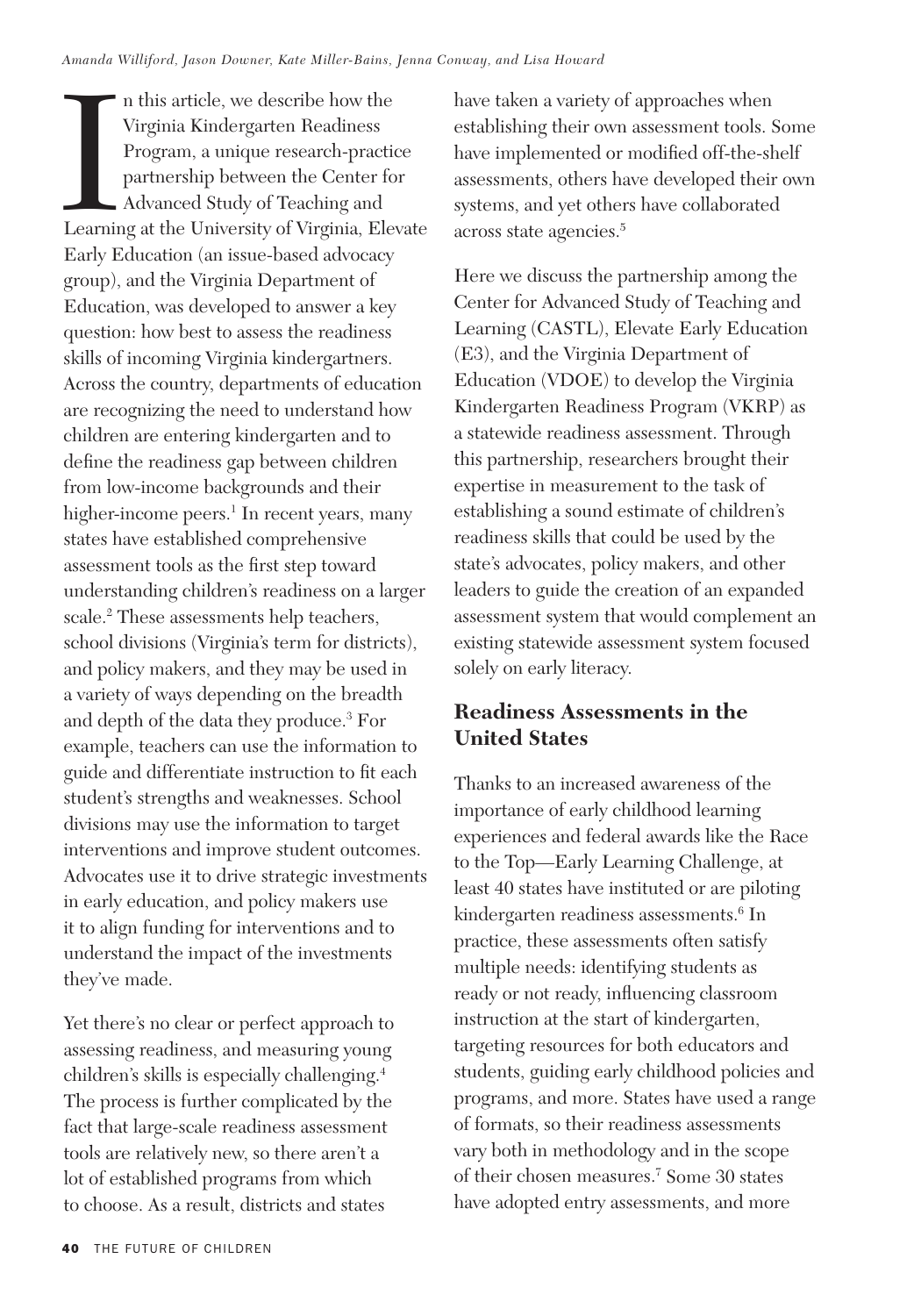*Amanda Williford, Jason Downer, Kate Miller-Bains, Jenna Conway, and Lisa Howard*

In this article, we describe how the Virginia Kindergarten Readiness Program, a unique research-practice partnership between the Center for Advanced Study of Teaching and Learning at the University of Virginia, Elevate Early Education (an issue-based advocacy group), and the Virginia Department of Education, was developed to answer a key question: how best to assess the readiness skills of incoming Virginia kindergartners. Across the country, departments of education are recognizing the need to understand how children are entering kindergarten and to define the readiness gap between children from low-income backgrounds and their higher-income peers.[1] In recent years, many states have established comprehensive assessment tools as the first step toward understanding children's readiness on a larger scale.[2] These assessments help teachers, school divisions (Virginia's term for districts), and policy makers, and they may be used in a variety of ways depending on the breadth and depth of the data they produce.[3] For example, teachers can use the information to guide and differentiate instruction to fit each student's strengths and weaknesses. School divisions may use the information to target interventions and improve student outcomes. Advocates use it to drive strategic investments in early education, and policy makers use it to align funding for interventions and to understand the impact of the investments they've made.

Yet there's no clear or perfect approach to assessing readiness, and measuring young children's skills is especially challenging.[4] The process is further complicated by the fact that large-scale readiness assessment tools are relatively new, so there aren't a lot of established programs from which to choose. As a result, districts and states have taken a variety of approaches when establishing their own assessment tools. Some have implemented or modified off-the-shelf assessments, others have developed their own systems, and yet others have collaborated across state agencies.[5]

Here we discuss the partnership among the Center for Advanced Study of Teaching and Learning (CASTL), Elevate Early Education (E3), and the Virginia Department of Education (VDOE) to develop the Virginia Kindergarten Readiness Program (VKRP) as a statewide readiness assessment. Through this partnership, researchers brought their expertise in measurement to the task of establishing a sound estimate of children's readiness skills that could be used by the state's advocates, policy makers, and other leaders to guide the creation of an expanded assessment system that would complement an existing statewide assessment system focused solely on early literacy.

## Readiness Assessments in the United States

Thanks to an increased awareness of the importance of early childhood learning experiences and federal awards like the Race to the Top—Early Learning Challenge, at least 40 states have instituted or are piloting kindergarten readiness assessments.[6] In practice, these assessments often satisfy multiple needs: identifying students as ready or not ready, influencing classroom instruction at the start of kindergarten, targeting resources for both educators and students, guiding early childhood policies and programs, and more. States have used a range of formats, so their readiness assessments vary both in methodology and in the scope of their chosen measures.[7] Some 30 states have adopted entry assessments, and more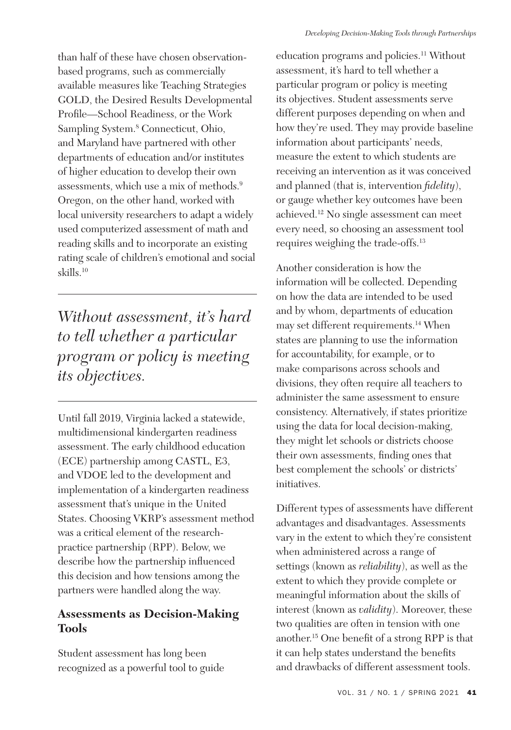than half of these have chosen observation-based programs, such as commercially available measures like Teaching Strategies GOLD, the Desired Results Developmental Profile—School Readiness, or the Work Sampling System.[8] Connecticut, Ohio, and Maryland have partnered with other departments of education and/or institutes of higher education to develop their own assessments, which use a mix of methods.[9] Oregon, on the other hand, worked with local university researchers to adapt a widely used computerized assessment of math and reading skills and to incorporate an existing rating scale of children's emotional and social skills.[10]

*Without assessment, it's hard to tell whether a particular program or policy is meeting its objectives.*

Until fall 2019, Virginia lacked a statewide, multidimensional kindergarten readiness assessment. The early childhood education (ECE) partnership among CASTL, E3, and VDOE led to the development and implementation of a kindergarten readiness assessment that's unique in the United States. Choosing VKRP's assessment method was a critical element of the research-practice partnership (RPP). Below, we describe how the partnership influenced this decision and how tensions among the partners were handled along the way.

## Assessments as Decision-Making Tools

Student assessment has long been recognized as a powerful tool to guide education programs and policies.[11] Without assessment, it's hard to tell whether a particular program or policy is meeting its objectives. Student assessments serve different purposes depending on when and how they're used. They may provide baseline information about participants' needs, measure the extent to which students are receiving an intervention as it was conceived and planned (that is, intervention *fidelity*), or gauge whether key outcomes have been achieved.[12] No single assessment can meet every need, so choosing an assessment tool requires weighing the trade-offs.[13]

Another consideration is how the information will be collected. Depending on how the data are intended to be used and by whom, departments of education may set different requirements.[14] When states are planning to use the information for accountability, for example, or to make comparisons across schools and divisions, they often require all teachers to administer the same assessment to ensure consistency. Alternatively, if states prioritize using the data for local decision-making, they might let schools or districts choose their own assessments, finding ones that best complement the schools' or districts' initiatives.

Different types of assessments have different advantages and disadvantages. Assessments vary in the extent to which they're consistent when administered across a range of settings (known as *reliability*), as well as the extent to which they provide complete or meaningful information about the skills of interest (known as *validity*). Moreover, these two qualities are often in tension with one another.[15] One benefit of a strong RPP is that it can help states understand the benefits and drawbacks of different assessment tools.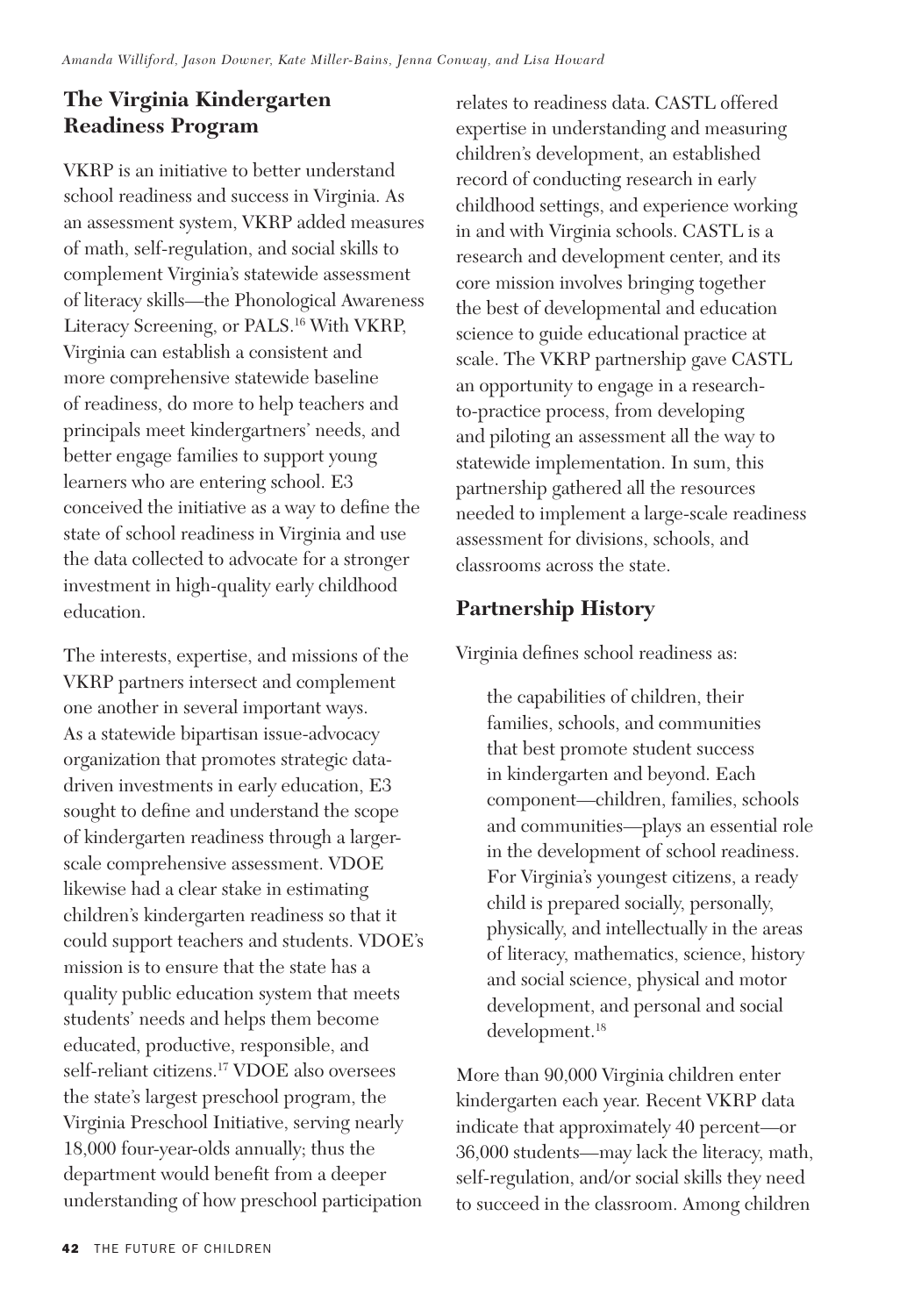## The Virginia Kindergarten Readiness Program

VKRP is an initiative to better understand school readiness and success in Virginia. As an assessment system, VKRP added measures of math, self-regulation, and social skills to complement Virginia's statewide assessment of literacy skills—the Phonological Awareness Literacy Screening, or PALS.[16] With VKRP, Virginia can establish a consistent and more comprehensive statewide baseline of readiness, do more to help teachers and principals meet kindergartners' needs, and better engage families to support young learners who are entering school. E3 conceived the initiative as a way to define the state of school readiness in Virginia and use the data collected to advocate for a stronger investment in high-quality early childhood education.

The interests, expertise, and missions of the VKRP partners intersect and complement one another in several important ways. As a statewide bipartisan issue-advocacy organization that promotes strategic data-driven investments in early education, E3 sought to define and understand the scope of kindergarten readiness through a larger-scale comprehensive assessment. VDOE likewise had a clear stake in estimating children's kindergarten readiness so that it could support teachers and students. VDOE's mission is to ensure that the state has a quality public education system that meets students' needs and helps them become educated, productive, responsible, and self-reliant citizens.[17] VDOE also oversees the state's largest preschool program, the Virginia Preschool Initiative, serving nearly 18,000 four-year-olds annually; thus the department would benefit from a deeper understanding of how preschool participation relates to readiness data. CASTL offered expertise in understanding and measuring children's development, an established record of conducting research in early childhood settings, and experience working in and with Virginia schools. CASTL is a research and development center, and its core mission involves bringing together the best of developmental and education science to guide educational practice at scale. The VKRP partnership gave CASTL an opportunity to engage in a research-to-practice process, from developing and piloting an assessment all the way to statewide implementation. In sum, this partnership gathered all the resources needed to implement a large-scale readiness assessment for divisions, schools, and classrooms across the state.

## Partnership History

Virginia defines school readiness as:

> the capabilities of children, their families, schools, and communities that best promote student success in kindergarten and beyond. Each component—children, families, schools and communities—plays an essential role in the development of school readiness. For Virginia's youngest citizens, a ready child is prepared socially, personally, physically, and intellectually in the areas of literacy, mathematics, science, history and social science, physical and motor development, and personal and social development.[18]

More than 90,000 Virginia children enter kindergarten each year. Recent VKRP data indicate that approximately 40 percent—or 36,000 students—may lack the literacy, math, self-regulation, and/or social skills they need to succeed in the classroom. Among children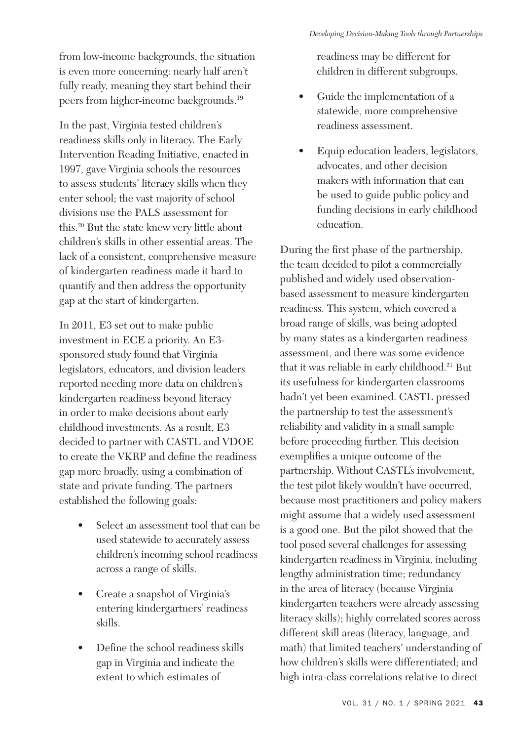from low-income backgrounds, the situation is even more concerning: nearly half aren't fully ready, meaning they start behind their peers from higher-income backgrounds.[19]

In the past, Virginia tested children's readiness skills only in literacy. The Early Intervention Reading Initiative, enacted in 1997, gave Virginia schools the resources to assess students' literacy skills when they enter school; the vast majority of school divisions use the PALS assessment for this.[20] But the state knew very little about children's skills in other essential areas. The lack of a consistent, comprehensive measure of kindergarten readiness made it hard to quantify and then address the opportunity gap at the start of kindergarten.

In 2011, E3 set out to make public investment in ECE a priority. An E3-sponsored study found that Virginia legislators, educators, and division leaders reported needing more data on children's kindergarten readiness beyond literacy in order to make decisions about early childhood investments. As a result, E3 decided to partner with CASTL and VDOE to create the VKRP and define the readiness gap more broadly, using a combination of state and private funding. The partners established the following goals:

- Select an assessment tool that can be used statewide to accurately assess children's incoming school readiness across a range of skills.
- Create a snapshot of Virginia's entering kindergartners' readiness skills.
- Define the school readiness skills gap in Virginia and indicate the extent to which estimates of readiness may be different for children in different subgroups.
- Guide the implementation of a statewide, more comprehensive readiness assessment.
- Equip education leaders, legislators, advocates, and other decision makers with information that can be used to guide public policy and funding decisions in early childhood education.

During the first phase of the partnership, the team decided to pilot a commercially published and widely used observation-based assessment to measure kindergarten readiness. This system, which covered a broad range of skills, was being adopted by many states as a kindergarten readiness assessment, and there was some evidence that it was reliable in early childhood.[21] But its usefulness for kindergarten classrooms hadn't yet been examined. CASTL pressed the partnership to test the assessment's reliability and validity in a small sample before proceeding further. This decision exemplifies a unique outcome of the partnership. Without CASTL's involvement, the test pilot likely wouldn't have occurred, because most practitioners and policy makers might assume that a widely used assessment is a good one. But the pilot showed that the tool posed several challenges for assessing kindergarten readiness in Virginia, including lengthy administration time; redundancy in the area of literacy (because Virginia kindergarten teachers were already assessing literacy skills); highly correlated scores across different skill areas (literacy, language, and math) that limited teachers' understanding of how children's skills were differentiated; and high intra-class correlations relative to direct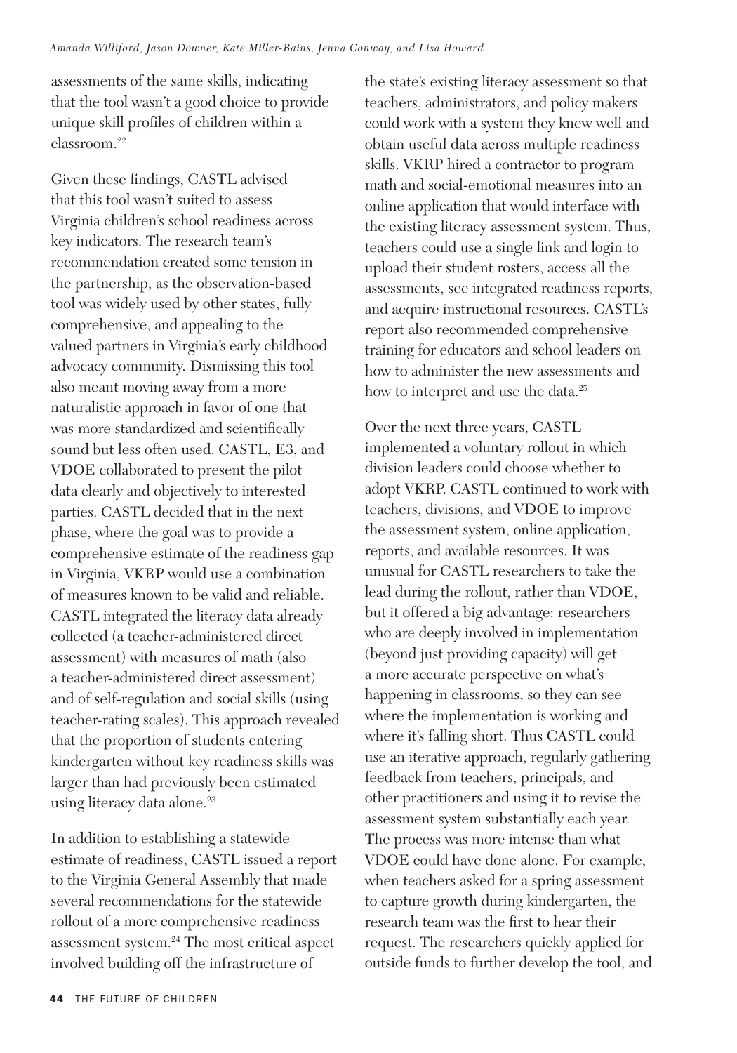assessments of the same skills, indicating that the tool wasn't a good choice to provide unique skill profiles of children within a classroom.[22]

Given these findings, CASTL advised that this tool wasn't suited to assess Virginia children's school readiness across key indicators. The research team's recommendation created some tension in the partnership, as the observation-based tool was widely used by other states, fully comprehensive, and appealing to the valued partners in Virginia's early childhood advocacy community. Dismissing this tool also meant moving away from a more naturalistic approach in favor of one that was more standardized and scientifically sound but less often used. CASTL, E3, and VDOE collaborated to present the pilot data clearly and objectively to interested parties. CASTL decided that in the next phase, where the goal was to provide a comprehensive estimate of the readiness gap in Virginia, VKRP would use a combination of measures known to be valid and reliable. CASTL integrated the literacy data already collected (a teacher-administered direct assessment) with measures of math (also a teacher-administered direct assessment) and of self-regulation and social skills (using teacher-rating scales). This approach revealed that the proportion of students entering kindergarten without key readiness skills was larger than had previously been estimated using literacy data alone.[23]

In addition to establishing a statewide estimate of readiness, CASTL issued a report to the Virginia General Assembly that made several recommendations for the statewide rollout of a more comprehensive readiness assessment system.[24] The most critical aspect involved building off the infrastructure of the state's existing literacy assessment so that teachers, administrators, and policy makers could work with a system they knew well and obtain useful data across multiple readiness skills. VKRP hired a contractor to program math and social-emotional measures into an online application that would interface with the existing literacy assessment system. Thus, teachers could use a single link and login to upload their student rosters, access all the assessments, see integrated readiness reports, and acquire instructional resources. CASTL's report also recommended comprehensive training for educators and school leaders on how to administer the new assessments and how to interpret and use the data.[25]

Over the next three years, CASTL implemented a voluntary rollout in which division leaders could choose whether to adopt VKRP. CASTL continued to work with teachers, divisions, and VDOE to improve the assessment system, online application, reports, and available resources. It was unusual for CASTL researchers to take the lead during the rollout, rather than VDOE, but it offered a big advantage: researchers who are deeply involved in implementation (beyond just providing capacity) will get a more accurate perspective on what's happening in classrooms, so they can see where the implementation is working and where it's falling short. Thus CASTL could use an iterative approach, regularly gathering feedback from teachers, principals, and other practitioners and using it to revise the assessment system substantially each year. The process was more intense than what VDOE could have done alone. For example, when teachers asked for a spring assessment to capture growth during kindergarten, the research team was the first to hear their request. The researchers quickly applied for outside funds to further develop the tool, and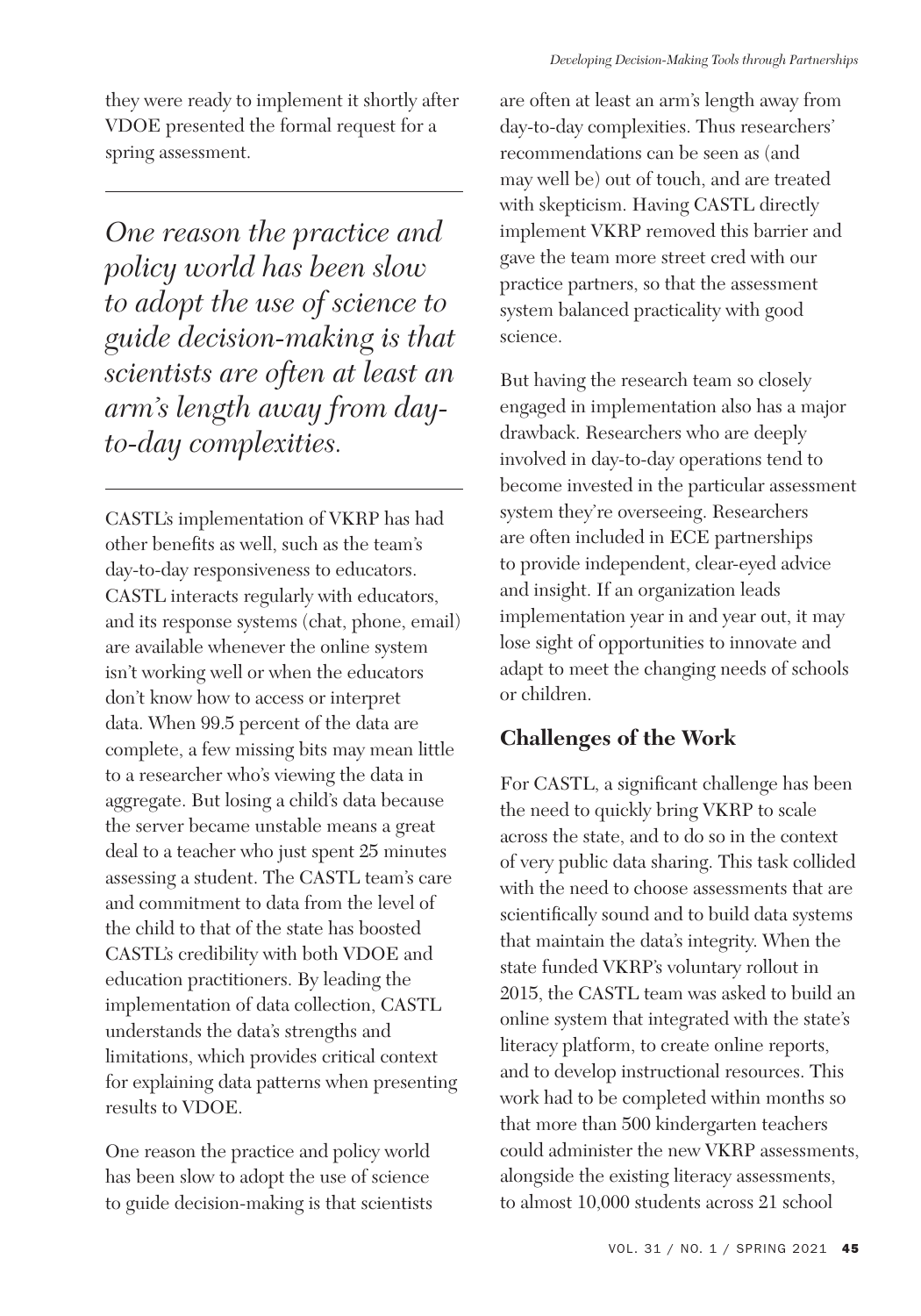they were ready to implement it shortly after VDOE presented the formal request for a spring assessment.

> *One reason the practice and policy world has been slow to adopt the use of science to guide decision-making is that scientists are often at least an arm's length away from day-to-day complexities.*

CASTL's implementation of VKRP has had other benefits as well, such as the team's day-to-day responsiveness to educators. CASTL interacts regularly with educators, and its response systems (chat, phone, email) are available whenever the online system isn't working well or when the educators don't know how to access or interpret data. When 99.5 percent of the data are complete, a few missing bits may mean little to a researcher who's viewing the data in aggregate. But losing a child's data because the server became unstable means a great deal to a teacher who just spent 25 minutes assessing a student. The CASTL team's care and commitment to data from the level of the child to that of the state has boosted CASTL's credibility with both VDOE and education practitioners. By leading the implementation of data collection, CASTL understands the data's strengths and limitations, which provides critical context for explaining data patterns when presenting results to VDOE.

One reason the practice and policy world has been slow to adopt the use of science to guide decision-making is that scientists are often at least an arm's length away from day-to-day complexities. Thus researchers' recommendations can be seen as (and may well be) out of touch, and are treated with skepticism. Having CASTL directly implement VKRP removed this barrier and gave the team more street cred with our practice partners, so that the assessment system balanced practicality with good science.

But having the research team so closely engaged in implementation also has a major drawback. Researchers who are deeply involved in day-to-day operations tend to become invested in the particular assessment system they're overseeing. Researchers are often included in ECE partnerships to provide independent, clear-eyed advice and insight. If an organization leads implementation year in and year out, it may lose sight of opportunities to innovate and adapt to meet the changing needs of schools or children.

## Challenges of the Work

For CASTL, a significant challenge has been the need to quickly bring VKRP to scale across the state, and to do so in the context of very public data sharing. This task collided with the need to choose assessments that are scientifically sound and to build data systems that maintain the data's integrity. When the state funded VKRP's voluntary rollout in 2015, the CASTL team was asked to build an online system that integrated with the state's literacy platform, to create online reports, and to develop instructional resources. This work had to be completed within months so that more than 500 kindergarten teachers could administer the new VKRP assessments, alongside the existing literacy assessments, to almost 10,000 students across 21 school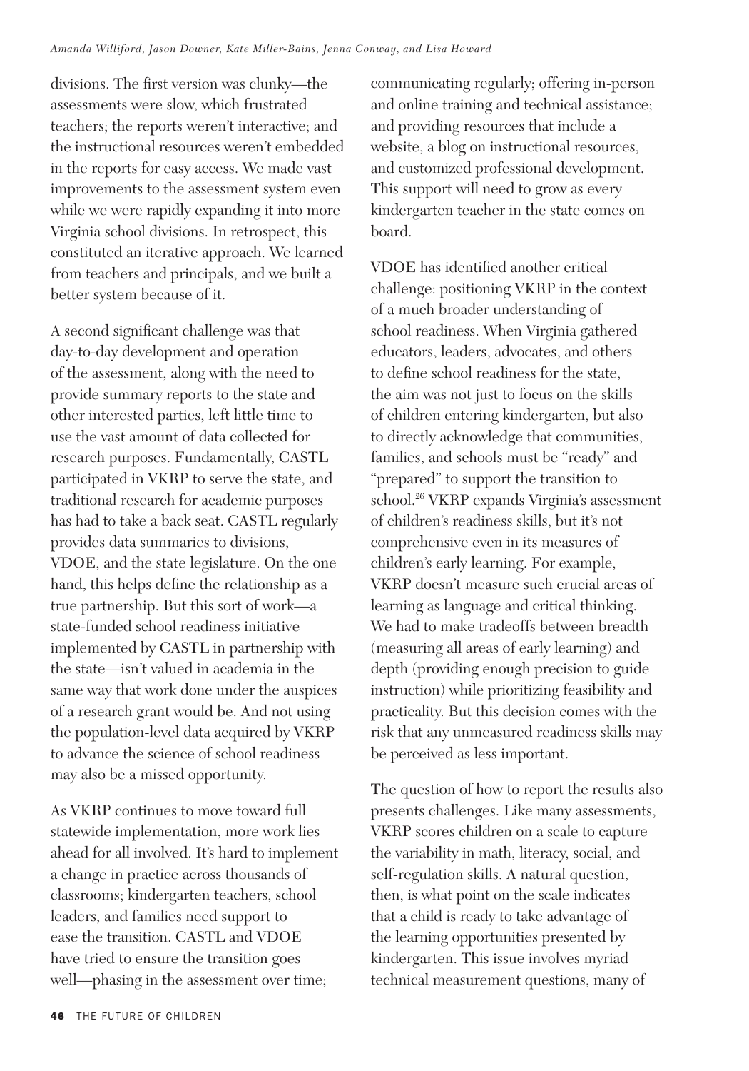divisions. The first version was clunky—the assessments were slow, which frustrated teachers; the reports weren't interactive; and the instructional resources weren't embedded in the reports for easy access. We made vast improvements to the assessment system even while we were rapidly expanding it into more Virginia school divisions. In retrospect, this constituted an iterative approach. We learned from teachers and principals, and we built a better system because of it.

A second significant challenge was that day-to-day development and operation of the assessment, along with the need to provide summary reports to the state and other interested parties, left little time to use the vast amount of data collected for research purposes. Fundamentally, CASTL participated in VKRP to serve the state, and traditional research for academic purposes has had to take a back seat. CASTL regularly provides data summaries to divisions, VDOE, and the state legislature. On the one hand, this helps define the relationship as a true partnership. But this sort of work—a state-funded school readiness initiative implemented by CASTL in partnership with the state—isn't valued in academia in the same way that work done under the auspices of a research grant would be. And not using the population-level data acquired by VKRP to advance the science of school readiness may also be a missed opportunity.

As VKRP continues to move toward full statewide implementation, more work lies ahead for all involved. It's hard to implement a change in practice across thousands of classrooms; kindergarten teachers, school leaders, and families need support to ease the transition. CASTL and VDOE have tried to ensure the transition goes well—phasing in the assessment over time; communicating regularly; offering in-person and online training and technical assistance; and providing resources that include a website, a blog on instructional resources, and customized professional development. This support will need to grow as every kindergarten teacher in the state comes on board.

VDOE has identified another critical challenge: positioning VKRP in the context of a much broader understanding of school readiness. When Virginia gathered educators, leaders, advocates, and others to define school readiness for the state, the aim was not just to focus on the skills of children entering kindergarten, but also to directly acknowledge that communities, families, and schools must be "ready" and "prepared" to support the transition to school.[26] VKRP expands Virginia's assessment of children's readiness skills, but it's not comprehensive even in its measures of children's early learning. For example, VKRP doesn't measure such crucial areas of learning as language and critical thinking. We had to make tradeoffs between breadth (measuring all areas of early learning) and depth (providing enough precision to guide instruction) while prioritizing feasibility and practicality. But this decision comes with the risk that any unmeasured readiness skills may be perceived as less important.

The question of how to report the results also presents challenges. Like many assessments, VKRP scores children on a scale to capture the variability in math, literacy, social, and self-regulation skills. A natural question, then, is what point on the scale indicates that a child is ready to take advantage of the learning opportunities presented by kindergarten. This issue involves myriad technical measurement questions, many of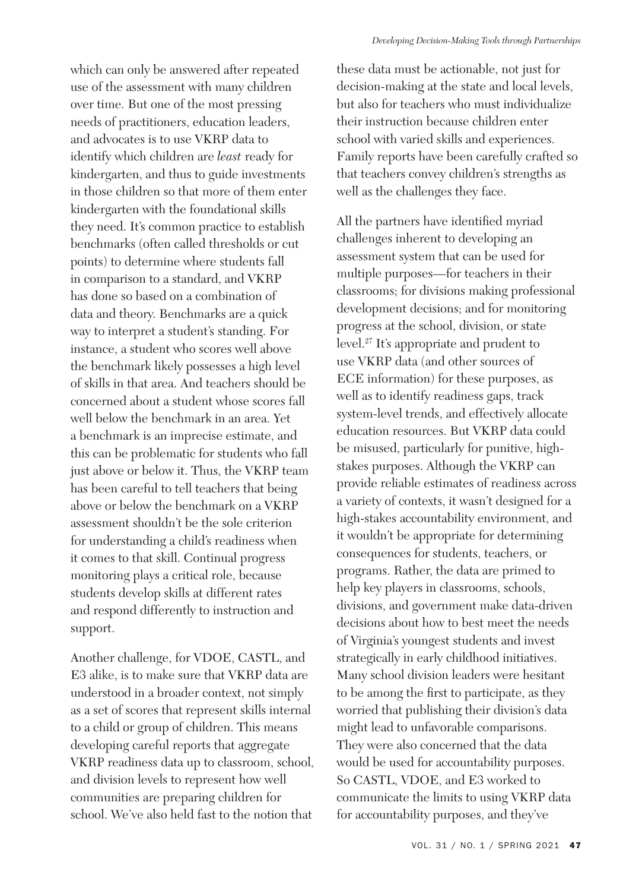which can only be answered after repeated use of the assessment with many children over time. But one of the most pressing needs of practitioners, education leaders, and advocates is to use VKRP data to identify which children are *least* ready for kindergarten, and thus to guide investments in those children so that more of them enter kindergarten with the foundational skills they need. It's common practice to establish benchmarks (often called thresholds or cut points) to determine where students fall in comparison to a standard, and VKRP has done so based on a combination of data and theory. Benchmarks are a quick way to interpret a student's standing. For instance, a student who scores well above the benchmark likely possesses a high level of skills in that area. And teachers should be concerned about a student whose scores fall well below the benchmark in an area. Yet a benchmark is an imprecise estimate, and this can be problematic for students who fall just above or below it. Thus, the VKRP team has been careful to tell teachers that being above or below the benchmark on a VKRP assessment shouldn't be the sole criterion for understanding a child's readiness when it comes to that skill. Continual progress monitoring plays a critical role, because students develop skills at different rates and respond differently to instruction and support.

Another challenge, for VDOE, CASTL, and E3 alike, is to make sure that VKRP data are understood in a broader context, not simply as a set of scores that represent skills internal to a child or group of children. This means developing careful reports that aggregate VKRP readiness data up to classroom, school, and division levels to represent how well communities are preparing children for school. We've also held fast to the notion that these data must be actionable, not just for decision-making at the state and local levels, but also for teachers who must individualize their instruction because children enter school with varied skills and experiences. Family reports have been carefully crafted so that teachers convey children's strengths as well as the challenges they face.

All the partners have identified myriad challenges inherent to developing an assessment system that can be used for multiple purposes—for teachers in their classrooms; for divisions making professional development decisions; and for monitoring progress at the school, division, or state level.[27] It's appropriate and prudent to use VKRP data (and other sources of ECE information) for these purposes, as well as to identify readiness gaps, track system-level trends, and effectively allocate education resources. But VKRP data could be misused, particularly for punitive, high-stakes purposes. Although the VKRP can provide reliable estimates of readiness across a variety of contexts, it wasn't designed for a high-stakes accountability environment, and it wouldn't be appropriate for determining consequences for students, teachers, or programs. Rather, the data are primed to help key players in classrooms, schools, divisions, and government make data-driven decisions about how to best meet the needs of Virginia's youngest students and invest strategically in early childhood initiatives. Many school division leaders were hesitant to be among the first to participate, as they worried that publishing their division's data might lead to unfavorable comparisons. They were also concerned that the data would be used for accountability purposes. So CASTL, VDOE, and E3 worked to communicate the limits to using VKRP data for accountability purposes, and they've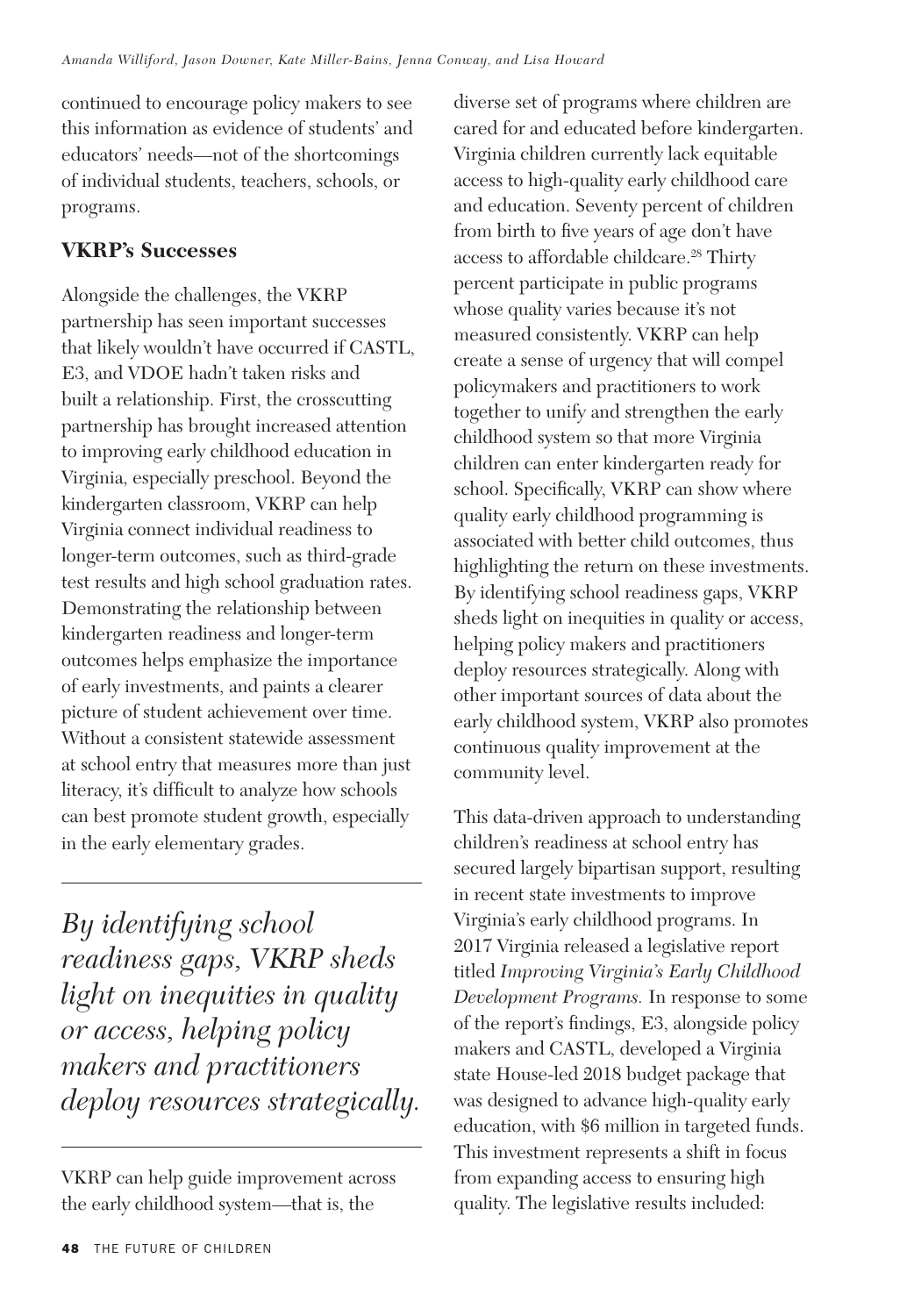continued to encourage policy makers to see this information as evidence of students' and educators' needs—not of the shortcomings of individual students, teachers, schools, or programs.

### VKRP's Successes

Alongside the challenges, the VKRP partnership has seen important successes that likely wouldn't have occurred if CASTL, E3, and VDOE hadn't taken risks and built a relationship. First, the crosscutting partnership has brought increased attention to improving early childhood education in Virginia, especially preschool. Beyond the kindergarten classroom, VKRP can help Virginia connect individual readiness to longer-term outcomes, such as third-grade test results and high school graduation rates. Demonstrating the relationship between kindergarten readiness and longer-term outcomes helps emphasize the importance of early investments, and paints a clearer picture of student achievement over time. Without a consistent statewide assessment at school entry that measures more than just literacy, it's difficult to analyze how schools can best promote student growth, especially in the early elementary grades.

> *By identifying school readiness gaps, VKRP sheds light on inequities in quality or access, helping policy makers and practitioners deploy resources strategically.*

VKRP can help guide improvement across the early childhood system—that is, the diverse set of programs where children are cared for and educated before kindergarten. Virginia children currently lack equitable access to high-quality early childhood care and education. Seventy percent of children from birth to five years of age don't have access to affordable childcare.[28] Thirty percent participate in public programs whose quality varies because it's not measured consistently. VKRP can help create a sense of urgency that will compel policymakers and practitioners to work together to unify and strengthen the early childhood system so that more Virginia children can enter kindergarten ready for school. Specifically, VKRP can show where quality early childhood programming is associated with better child outcomes, thus highlighting the return on these investments. By identifying school readiness gaps, VKRP sheds light on inequities in quality or access, helping policy makers and practitioners deploy resources strategically. Along with other important sources of data about the early childhood system, VKRP also promotes continuous quality improvement at the community level.

This data-driven approach to understanding children's readiness at school entry has secured largely bipartisan support, resulting in recent state investments to improve Virginia's early childhood programs. In 2017 Virginia released a legislative report titled *Improving Virginia's Early Childhood Development Programs.* In response to some of the report's findings, E3, alongside policy makers and CASTL, developed a Virginia state House-led 2018 budget package that was designed to advance high-quality early education, with \$6 million in targeted funds. This investment represents a shift in focus from expanding access to ensuring high quality. The legislative results included: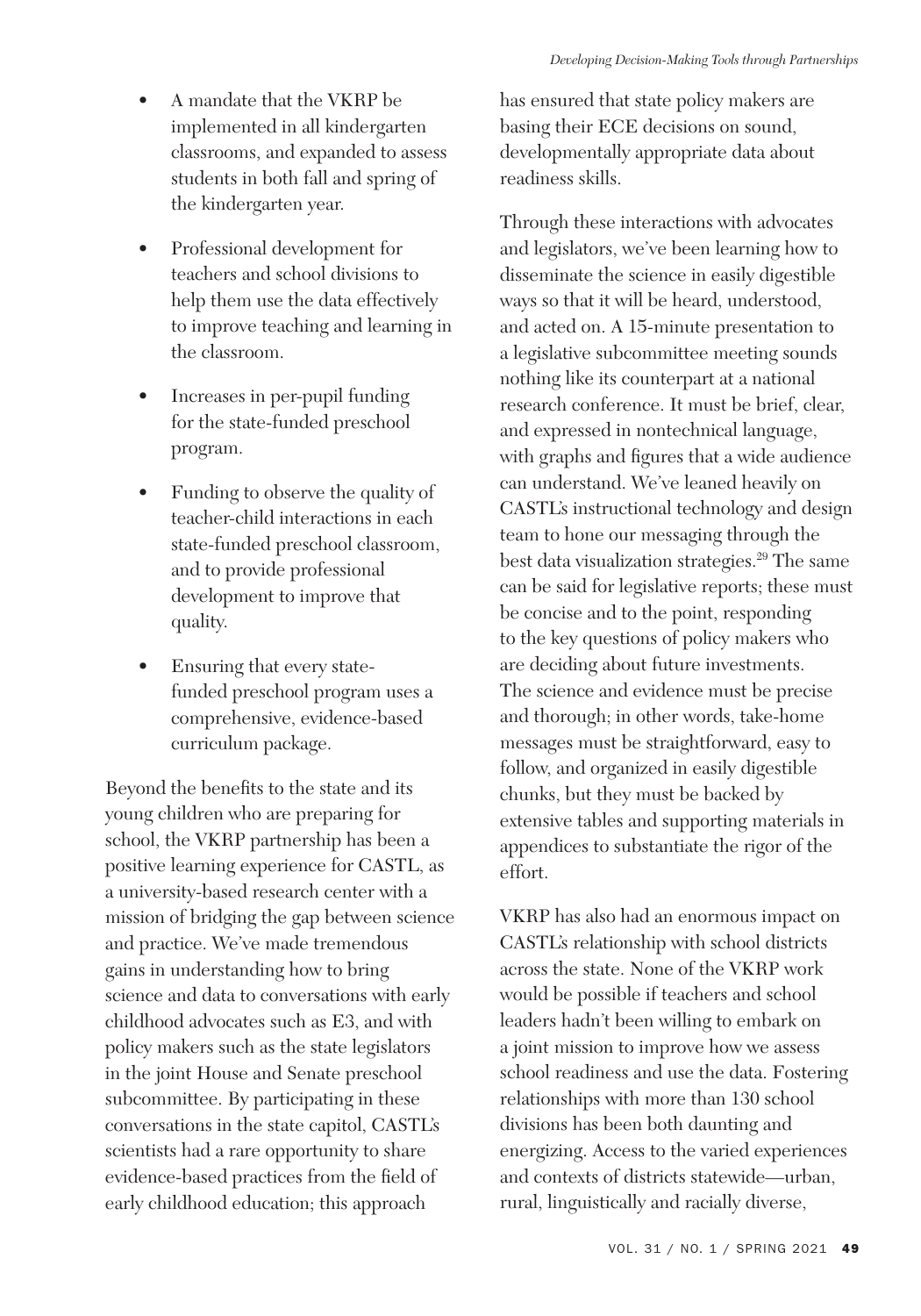- A mandate that the VKRP be implemented in all kindergarten classrooms, and expanded to assess students in both fall and spring of the kindergarten year.
- Professional development for teachers and school divisions to help them use the data effectively to improve teaching and learning in the classroom.
- Increases in per-pupil funding for the state-funded preschool program.
- Funding to observe the quality of teacher-child interactions in each state-funded preschool classroom, and to provide professional development to improve that quality.
- Ensuring that every state-funded preschool program uses a comprehensive, evidence-based curriculum package.

Beyond the benefits to the state and its young children who are preparing for school, the VKRP partnership has been a positive learning experience for CASTL, as a university-based research center with a mission of bridging the gap between science and practice. We've made tremendous gains in understanding how to bring science and data to conversations with early childhood advocates such as E3, and with policy makers such as the state legislators in the joint House and Senate preschool subcommittee. By participating in these conversations in the state capitol, CASTL's scientists had a rare opportunity to share evidence-based practices from the field of early childhood education; this approach has ensured that state policy makers are basing their ECE decisions on sound, developmentally appropriate data about readiness skills.

Through these interactions with advocates and legislators, we've been learning how to disseminate the science in easily digestible ways so that it will be heard, understood, and acted on. A 15-minute presentation to a legislative subcommittee meeting sounds nothing like its counterpart at a national research conference. It must be brief, clear, and expressed in nontechnical language, with graphs and figures that a wide audience can understand. We've leaned heavily on CASTL's instructional technology and design team to hone our messaging through the best data visualization strategies.[29] The same can be said for legislative reports; these must be concise and to the point, responding to the key questions of policy makers who are deciding about future investments. The science and evidence must be precise and thorough; in other words, take-home messages must be straightforward, easy to follow, and organized in easily digestible chunks, but they must be backed by extensive tables and supporting materials in appendices to substantiate the rigor of the effort.

VKRP has also had an enormous impact on CASTL's relationship with school districts across the state. None of the VKRP work would be possible if teachers and school leaders hadn't been willing to embark on a joint mission to improve how we assess school readiness and use the data. Fostering relationships with more than 130 school divisions has been both daunting and energizing. Access to the varied experiences and contexts of districts statewide—urban, rural, linguistically and racially diverse,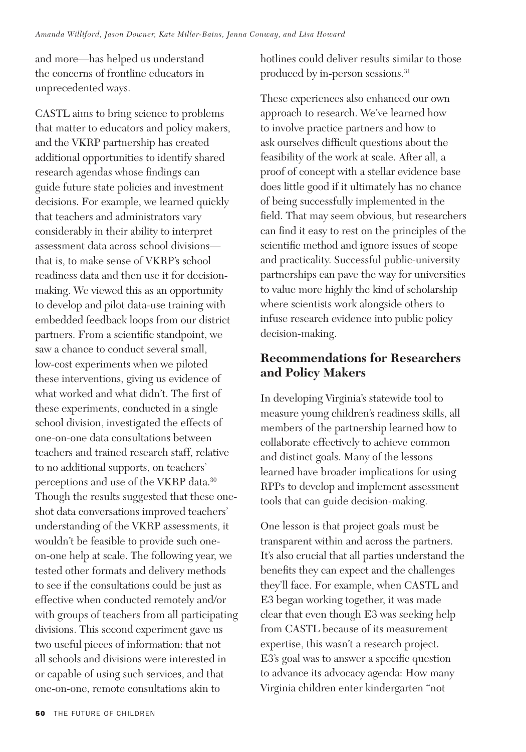and more—has helped us understand the concerns of frontline educators in unprecedented ways.

CASTL aims to bring science to problems that matter to educators and policy makers, and the VKRP partnership has created additional opportunities to identify shared research agendas whose findings can guide future state policies and investment decisions. For example, we learned quickly that teachers and administrators vary considerably in their ability to interpret assessment data across school divisions—that is, to make sense of VKRP's school readiness data and then use it for decision-making. We viewed this as an opportunity to develop and pilot data-use training with embedded feedback loops from our district partners. From a scientific standpoint, we saw a chance to conduct several small, low-cost experiments when we piloted these interventions, giving us evidence of what worked and what didn't. The first of these experiments, conducted in a single school division, investigated the effects of one-on-one data consultations between teachers and trained research staff, relative to no additional supports, on teachers' perceptions and use of the VKRP data.[30] Though the results suggested that these one-shot data conversations improved teachers' understanding of the VKRP assessments, it wouldn't be feasible to provide such one-on-one help at scale. The following year, we tested other formats and delivery methods to see if the consultations could be just as effective when conducted remotely and/or with groups of teachers from all participating divisions. This second experiment gave us two useful pieces of information: that not all schools and divisions were interested in or capable of using such services, and that one-on-one, remote consultations akin to hotlines could deliver results similar to those produced by in-person sessions.[31]

These experiences also enhanced our own approach to research. We've learned how to involve practice partners and how to ask ourselves difficult questions about the feasibility of the work at scale. After all, a proof of concept with a stellar evidence base does little good if it ultimately has no chance of being successfully implemented in the field. That may seem obvious, but researchers can find it easy to rest on the principles of the scientific method and ignore issues of scope and practicality. Successful public-university partnerships can pave the way for universities to value more highly the kind of scholarship where scientists work alongside others to infuse research evidence into public policy decision-making.

## Recommendations for Researchers and Policy Makers

In developing Virginia's statewide tool to measure young children's readiness skills, all members of the partnership learned how to collaborate effectively to achieve common and distinct goals. Many of the lessons learned have broader implications for using RPPs to develop and implement assessment tools that can guide decision-making.

One lesson is that project goals must be transparent within and across the partners. It's also crucial that all parties understand the benefits they can expect and the challenges they'll face. For example, when CASTL and E3 began working together, it was made clear that even though E3 was seeking help from CASTL because of its measurement expertise, this wasn't a research project. E3's goal was to answer a specific question to advance its advocacy agenda: How many Virginia children enter kindergarten "not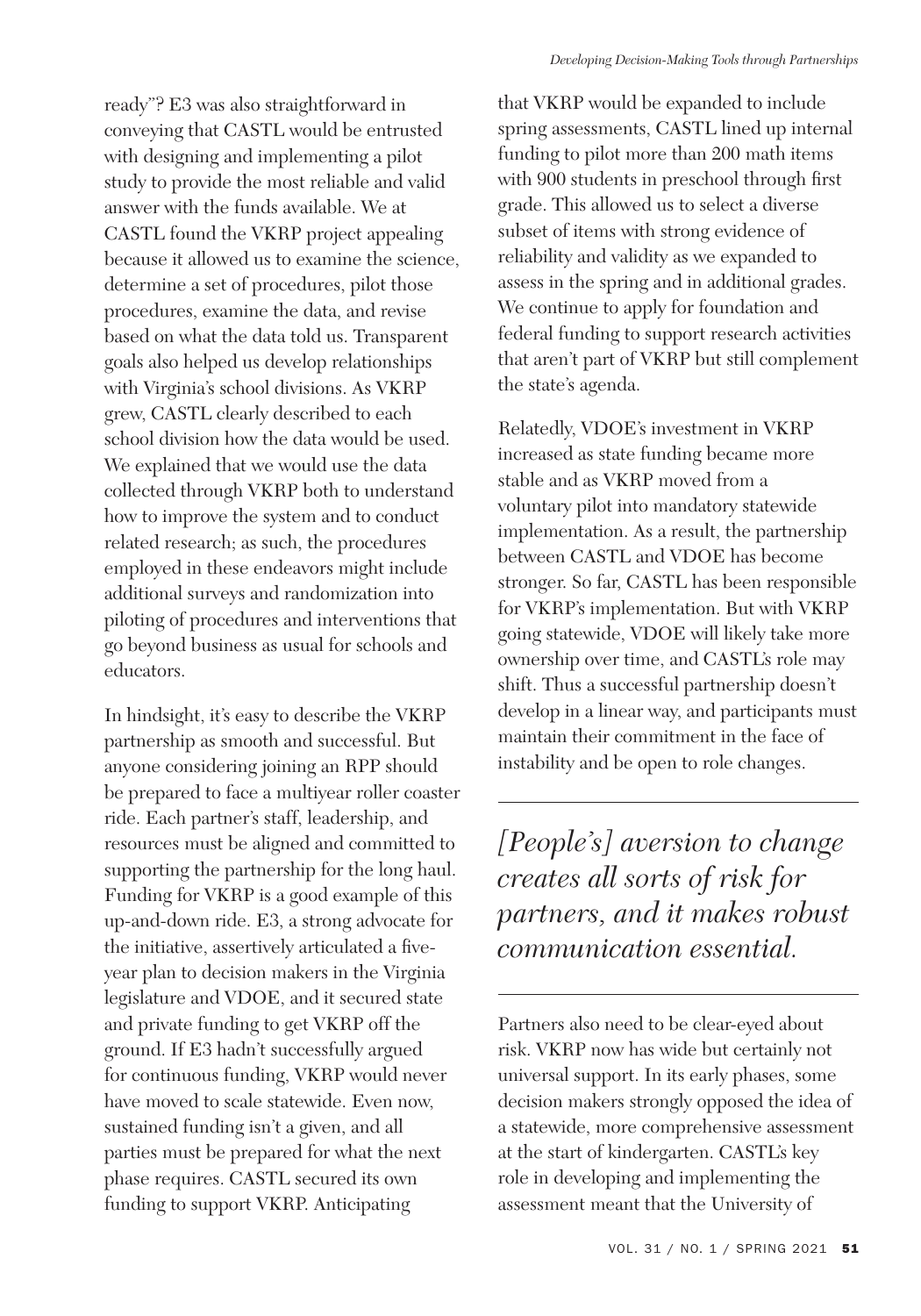ready"? E3 was also straightforward in conveying that CASTL would be entrusted with designing and implementing a pilot study to provide the most reliable and valid answer with the funds available. We at CASTL found the VKRP project appealing because it allowed us to examine the science, determine a set of procedures, pilot those procedures, examine the data, and revise based on what the data told us. Transparent goals also helped us develop relationships with Virginia's school divisions. As VKRP grew, CASTL clearly described to each school division how the data would be used. We explained that we would use the data collected through VKRP both to understand how to improve the system and to conduct related research; as such, the procedures employed in these endeavors might include additional surveys and randomization into piloting of procedures and interventions that go beyond business as usual for schools and educators.

In hindsight, it's easy to describe the VKRP partnership as smooth and successful. But anyone considering joining an RPP should be prepared to face a multiyear roller coaster ride. Each partner's staff, leadership, and resources must be aligned and committed to supporting the partnership for the long haul. Funding for VKRP is a good example of this up-and-down ride. E3, a strong advocate for the initiative, assertively articulated a five-year plan to decision makers in the Virginia legislature and VDOE, and it secured state and private funding to get VKRP off the ground. If E3 hadn't successfully argued for continuous funding, VKRP would never have moved to scale statewide. Even now, sustained funding isn't a given, and all parties must be prepared for what the next phase requires. CASTL secured its own funding to support VKRP. Anticipating that VKRP would be expanded to include spring assessments, CASTL lined up internal funding to pilot more than 200 math items with 900 students in preschool through first grade. This allowed us to select a diverse subset of items with strong evidence of reliability and validity as we expanded to assess in the spring and in additional grades. We continue to apply for foundation and federal funding to support research activities that aren't part of VKRP but still complement the state's agenda.

Relatedly, VDOE's investment in VKRP increased as state funding became more stable and as VKRP moved from a voluntary pilot into mandatory statewide implementation. As a result, the partnership between CASTL and VDOE has become stronger. So far, CASTL has been responsible for VKRP's implementation. But with VKRP going statewide, VDOE will likely take more ownership over time, and CASTL's role may shift. Thus a successful partnership doesn't develop in a linear way, and participants must maintain their commitment in the face of instability and be open to role changes.

> *[People's] aversion to change creates all sorts of risk for partners, and it makes robust communication essential.*

Partners also need to be clear-eyed about risk. VKRP now has wide but certainly not universal support. In its early phases, some decision makers strongly opposed the idea of a statewide, more comprehensive assessment at the start of kindergarten. CASTL's key role in developing and implementing the assessment meant that the University of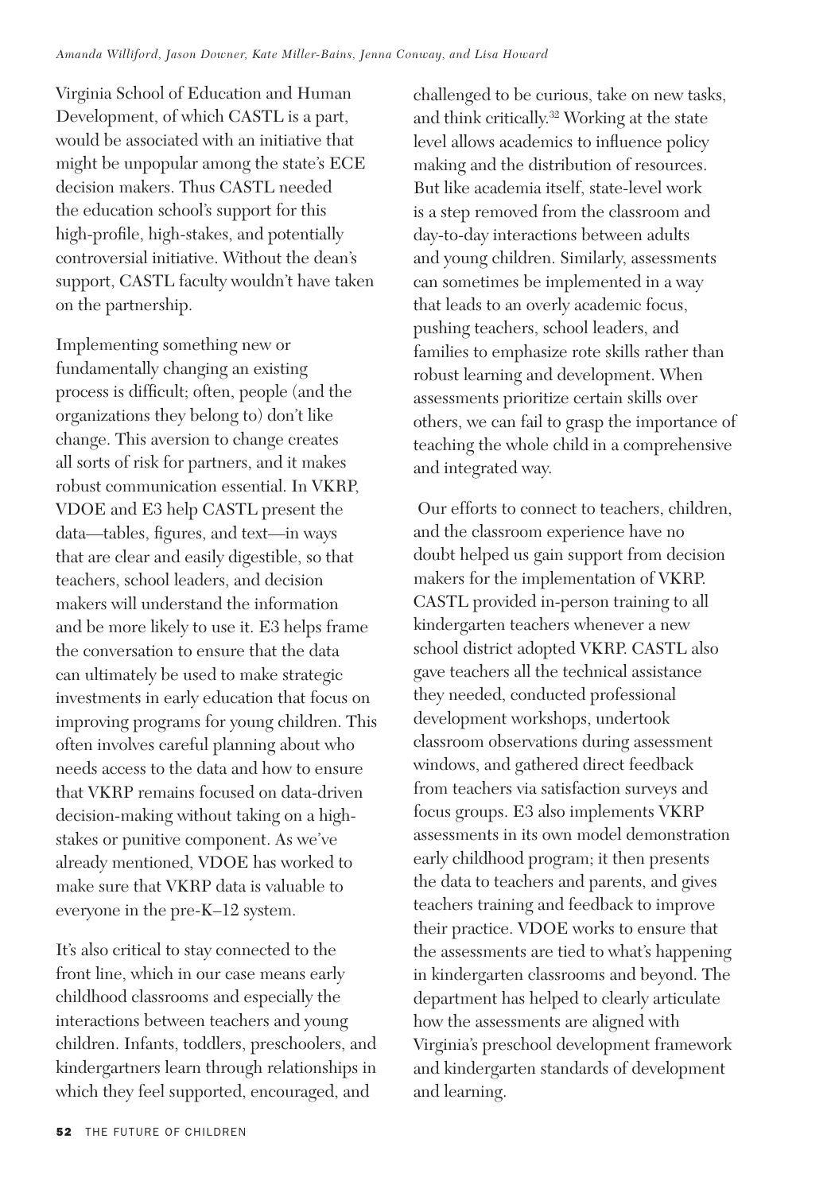Virginia School of Education and Human Development, of which CASTL is a part, would be associated with an initiative that might be unpopular among the state's ECE decision makers. Thus CASTL needed the education school's support for this high-profile, high-stakes, and potentially controversial initiative. Without the dean's support, CASTL faculty wouldn't have taken on the partnership.

Implementing something new or fundamentally changing an existing process is difficult; often, people (and the organizations they belong to) don't like change. This aversion to change creates all sorts of risk for partners, and it makes robust communication essential. In VKRP, VDOE and E3 help CASTL present the data—tables, figures, and text—in ways that are clear and easily digestible, so that teachers, school leaders, and decision makers will understand the information and be more likely to use it. E3 helps frame the conversation to ensure that the data can ultimately be used to make strategic investments in early education that focus on improving programs for young children. This often involves careful planning about who needs access to the data and how to ensure that VKRP remains focused on data-driven decision-making without taking on a high-stakes or punitive component. As we've already mentioned, VDOE has worked to make sure that VKRP data is valuable to everyone in the pre-K–12 system.

It's also critical to stay connected to the front line, which in our case means early childhood classrooms and especially the interactions between teachers and young children. Infants, toddlers, preschoolers, and kindergartners learn through relationships in which they feel supported, encouraged, and challenged to be curious, take on new tasks, and think critically.[32] Working at the state level allows academics to influence policy making and the distribution of resources. But like academia itself, state-level work is a step removed from the classroom and day-to-day interactions between adults and young children. Similarly, assessments can sometimes be implemented in a way that leads to an overly academic focus, pushing teachers, school leaders, and families to emphasize rote skills rather than robust learning and development. When assessments prioritize certain skills over others, we can fail to grasp the importance of teaching the whole child in a comprehensive and integrated way.

Our efforts to connect to teachers, children, and the classroom experience have no doubt helped us gain support from decision makers for the implementation of VKRP. CASTL provided in-person training to all kindergarten teachers whenever a new school district adopted VKRP. CASTL also gave teachers all the technical assistance they needed, conducted professional development workshops, undertook classroom observations during assessment windows, and gathered direct feedback from teachers via satisfaction surveys and focus groups. E3 also implements VKRP assessments in its own model demonstration early childhood program; it then presents the data to teachers and parents, and gives teachers training and feedback to improve their practice. VDOE works to ensure that the assessments are tied to what's happening in kindergarten classrooms and beyond. The department has helped to clearly articulate how the assessments are aligned with Virginia's preschool development framework and kindergarten standards of development and learning.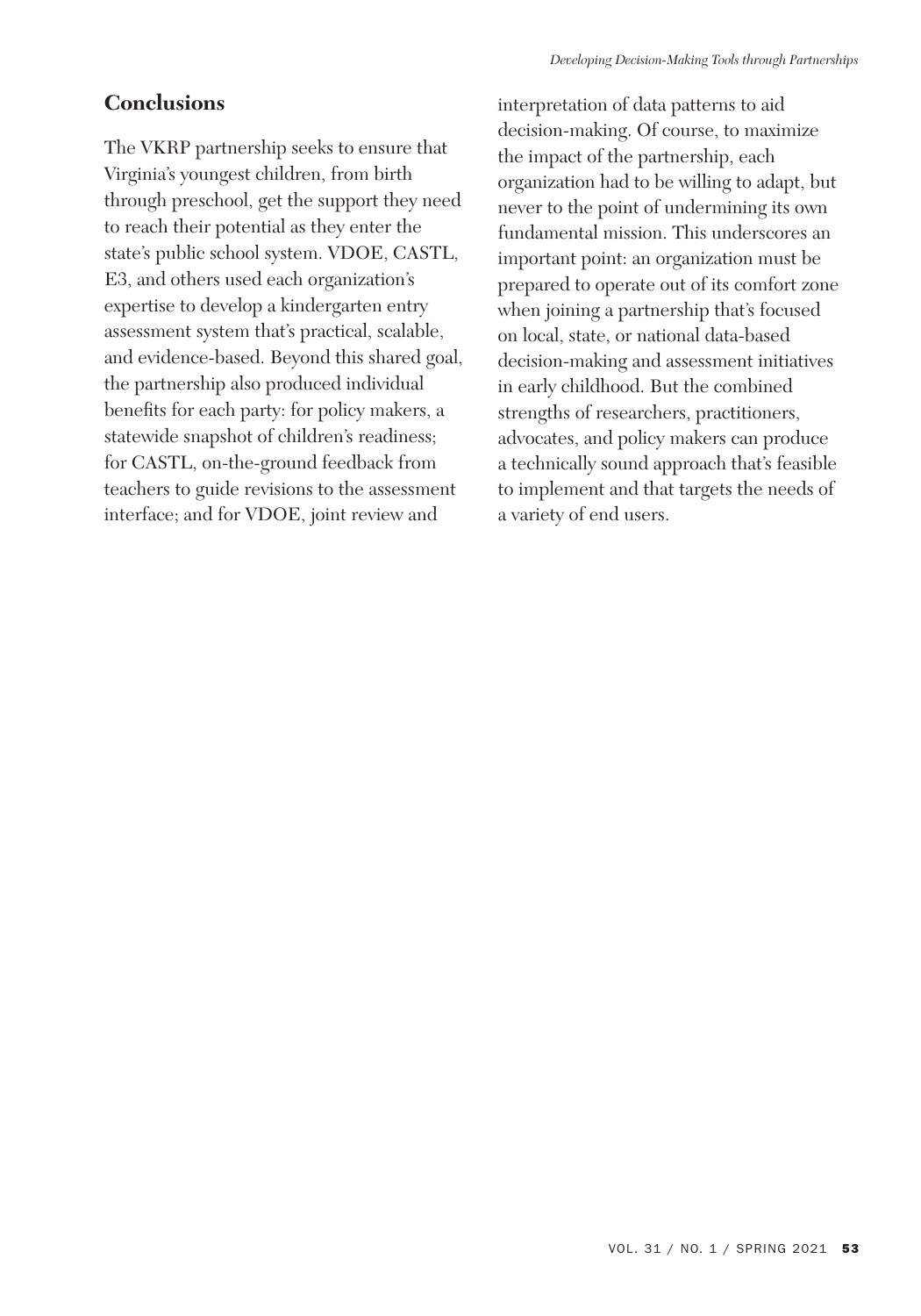## Conclusions

The VKRP partnership seeks to ensure that Virginia's youngest children, from birth through preschool, get the support they need to reach their potential as they enter the state's public school system. VDOE, CASTL, E3, and others used each organization's expertise to develop a kindergarten entry assessment system that's practical, scalable, and evidence-based. Beyond this shared goal, the partnership also produced individual benefits for each party: for policy makers, a statewide snapshot of children's readiness; for CASTL, on-the-ground feedback from teachers to guide revisions to the assessment interface; and for VDOE, joint review and interpretation of data patterns to aid decision-making. Of course, to maximize the impact of the partnership, each organization had to be willing to adapt, but never to the point of undermining its own fundamental mission. This underscores an important point: an organization must be prepared to operate out of its comfort zone when joining a partnership that's focused on local, state, or national data-based decision-making and assessment initiatives in early childhood. But the combined strengths of researchers, practitioners, advocates, and policy makers can produce a technically sound approach that's feasible to implement and that targets the needs of a variety of end users.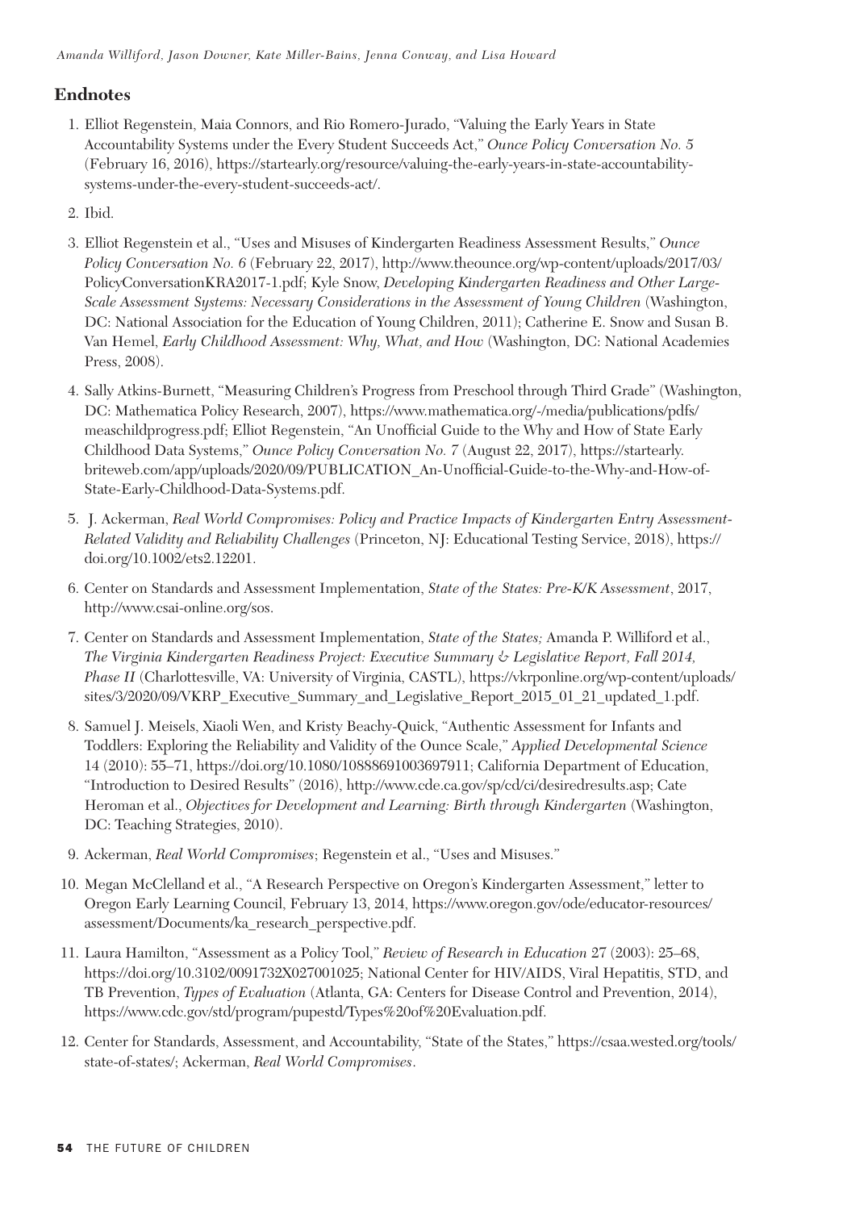## Endnotes

1. Elliot Regenstein, Maia Connors, and Rio Romero-Jurado, "Valuing the Early Years in State Accountability Systems under the Every Student Succeeds Act," *Ounce Policy Conversation No. 5* (February 16, 2016), https://startearly.org/resource/valuing-the-early-years-in-state-accountability-systems-under-the-every-student-succeeds-act/.

2. Ibid.

3. Elliot Regenstein et al., "Uses and Misuses of Kindergarten Readiness Assessment Results," *Ounce Policy Conversation No. 6* (February 22, 2017), http://www.theounce.org/wp-content/uploads/2017/03/PolicyConversationKRA2017-1.pdf; Kyle Snow, *Developing Kindergarten Readiness and Other Large-Scale Assessment Systems: Necessary Considerations in the Assessment of Young Children* (Washington, DC: National Association for the Education of Young Children, 2011); Catherine E. Snow and Susan B. Van Hemel, *Early Childhood Assessment: Why, What, and How* (Washington, DC: National Academies Press, 2008).

4. Sally Atkins-Burnett, "Measuring Children's Progress from Preschool through Third Grade" (Washington, DC: Mathematica Policy Research, 2007), https://www.mathematica.org/-/media/publications/pdfs/measchildprogress.pdf; Elliot Regenstein, "An Unofficial Guide to the Why and How of State Early Childhood Data Systems," *Ounce Policy Conversation No. 7* (August 22, 2017), https://startearly.briteweb.com/app/uploads/2020/09/PUBLICATION_An-Unofficial-Guide-to-the-Why-and-How-of-State-Early-Childhood-Data-Systems.pdf.

5. J. Ackerman, *Real World Compromises: Policy and Practice Impacts of Kindergarten Entry Assessment-Related Validity and Reliability Challenges* (Princeton, NJ: Educational Testing Service, 2018), https://doi.org/10.1002/ets2.12201.

6. Center on Standards and Assessment Implementation, *State of the States: Pre-K/K Assessment*, 2017, http://www.csai-online.org/sos.

7. Center on Standards and Assessment Implementation, *State of the States;* Amanda P. Williford et al., *The Virginia Kindergarten Readiness Project: Executive Summary & Legislative Report, Fall 2014, Phase II* (Charlottesville, VA: University of Virginia, CASTL), https://vkrponline.org/wp-content/uploads/sites/3/2020/09/VKRP_Executive_Summary_and_Legislative_Report_2015_01_21_updated_1.pdf.

8. Samuel J. Meisels, Xiaoli Wen, and Kristy Beachy-Quick, "Authentic Assessment for Infants and Toddlers: Exploring the Reliability and Validity of the Ounce Scale," *Applied Developmental Science* 14 (2010): 55–71, https://doi.org/10.1080/10888691003697911; California Department of Education, "Introduction to Desired Results" (2016), http://www.cde.ca.gov/sp/cd/ci/desiredresults.asp; Cate Heroman et al., *Objectives for Development and Learning: Birth through Kindergarten* (Washington, DC: Teaching Strategies, 2010).

9. Ackerman, *Real World Compromises*; Regenstein et al., "Uses and Misuses."

10. Megan McClelland et al., "A Research Perspective on Oregon's Kindergarten Assessment," letter to Oregon Early Learning Council, February 13, 2014, https://www.oregon.gov/ode/educator-resources/assessment/Documents/ka_research_perspective.pdf.

11. Laura Hamilton, "Assessment as a Policy Tool," *Review of Research in Education* 27 (2003): 25–68, https://doi.org/10.3102/0091732X027001025; National Center for HIV/AIDS, Viral Hepatitis, STD, and TB Prevention, *Types of Evaluation* (Atlanta, GA: Centers for Disease Control and Prevention, 2014), https://www.cdc.gov/std/program/pupestd/Types%20of%20Evaluation.pdf.

12. Center for Standards, Assessment, and Accountability, "State of the States," https://csaa.wested.org/tools/state-of-states/; Ackerman, *Real World Compromises*.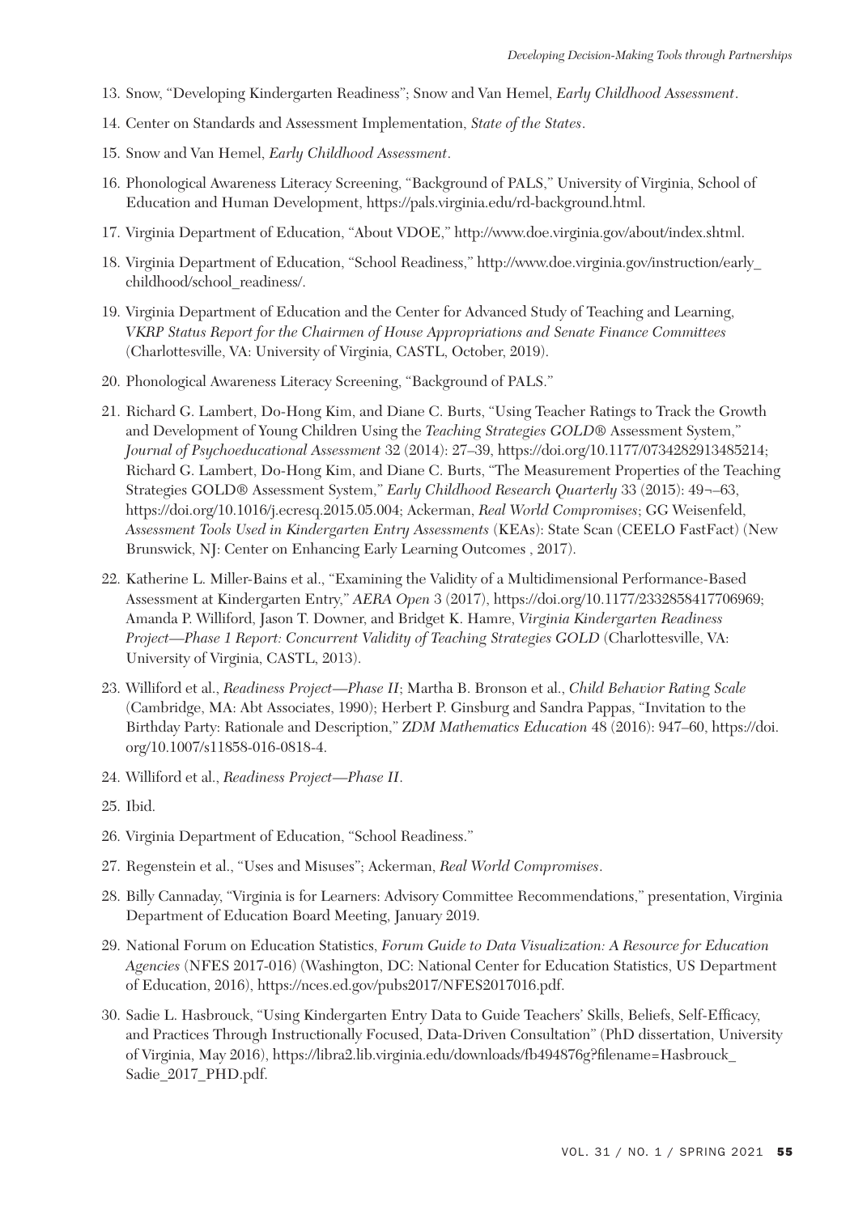13. Snow, "Developing Kindergarten Readiness"; Snow and Van Hemel, *Early Childhood Assessment*.
14. Center on Standards and Assessment Implementation, *State of the States*.
15. Snow and Van Hemel, *Early Childhood Assessment*.
16. Phonological Awareness Literacy Screening, "Background of PALS," University of Virginia, School of Education and Human Development, https://pals.virginia.edu/rd-background.html.
17. Virginia Department of Education, "About VDOE," http://www.doe.virginia.gov/about/index.shtml.
18. Virginia Department of Education, "School Readiness," http://www.doe.virginia.gov/instruction/early_childhood/school_readiness/.
19. Virginia Department of Education and the Center for Advanced Study of Teaching and Learning, *VKRP Status Report for the Chairmen of House Appropriations and Senate Finance Committees* (Charlottesville, VA: University of Virginia, CASTL, October, 2019).
20. Phonological Awareness Literacy Screening, "Background of PALS."
21. Richard G. Lambert, Do-Hong Kim, and Diane C. Burts, "Using Teacher Ratings to Track the Growth and Development of Young Children Using the *Teaching Strategies GOLD®* Assessment System," *Journal of Psychoeducational Assessment* 32 (2014): 27–39, https://doi.org/10.1177/0734282913485214; Richard G. Lambert, Do-Hong Kim, and Diane C. Burts, "The Measurement Properties of the Teaching Strategies GOLD® Assessment System," *Early Childhood Research Quarterly* 33 (2015): 49¬–63, https://doi.org/10.1016/j.ecresq.2015.05.004; Ackerman, *Real World Compromises*; GG Weisenfeld, *Assessment Tools Used in Kindergarten Entry Assessments* (KEAs): State Scan (CEELO FastFact) (New Brunswick, NJ: Center on Enhancing Early Learning Outcomes , 2017).
22. Katherine L. Miller-Bains et al., "Examining the Validity of a Multidimensional Performance-Based Assessment at Kindergarten Entry," *AERA Open* 3 (2017), https://doi.org/10.1177/2332858417706969; Amanda P. Williford, Jason T. Downer, and Bridget K. Hamre, *Virginia Kindergarten Readiness Project—Phase 1 Report: Concurrent Validity of Teaching Strategies GOLD* (Charlottesville, VA: University of Virginia, CASTL, 2013).
23. Williford et al., *Readiness Project—Phase II*; Martha B. Bronson et al., *Child Behavior Rating Scale* (Cambridge, MA: Abt Associates, 1990); Herbert P. Ginsburg and Sandra Pappas, "Invitation to the Birthday Party: Rationale and Description," *ZDM Mathematics Education* 48 (2016): 947–60, https://doi.org/10.1007/s11858-016-0818-4.
24. Williford et al., *Readiness Project—Phase II*.
25. Ibid.
26. Virginia Department of Education, "School Readiness."
27. Regenstein et al., "Uses and Misuses"; Ackerman, *Real World Compromises*.
28. Billy Cannaday, "Virginia is for Learners: Advisory Committee Recommendations," presentation, Virginia Department of Education Board Meeting, January 2019.
29. National Forum on Education Statistics, *Forum Guide to Data Visualization: A Resource for Education Agencies* (NFES 2017-016) (Washington, DC: National Center for Education Statistics, US Department of Education, 2016), https://nces.ed.gov/pubs2017/NFES2017016.pdf.
30. Sadie L. Hasbrouck, "Using Kindergarten Entry Data to Guide Teachers' Skills, Beliefs, Self-Efficacy, and Practices Through Instructionally Focused, Data-Driven Consultation" (PhD dissertation, University of Virginia, May 2016), https://libra2.lib.virginia.edu/downloads/fb494876g?filename=Hasbrouck_Sadie_2017_PHD.pdf.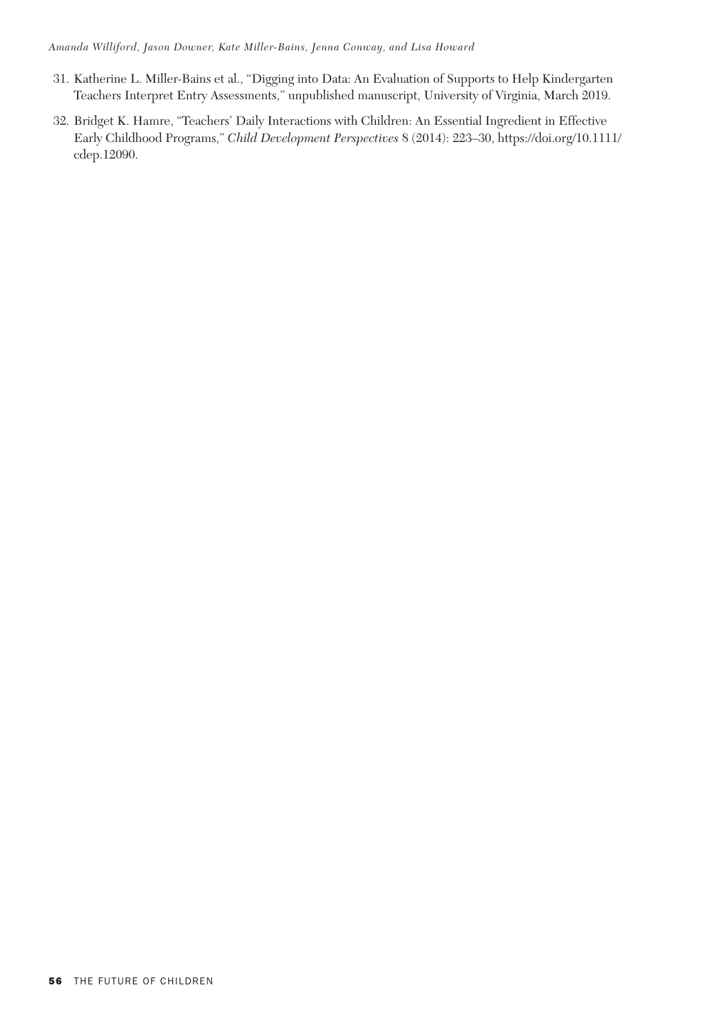31. Katherine L. Miller-Bains et al., "Digging into Data: An Evaluation of Supports to Help Kindergarten Teachers Interpret Entry Assessments," unpublished manuscript, University of Virginia, March 2019.

32. Bridget K. Hamre, "Teachers' Daily Interactions with Children: An Essential Ingredient in Effective Early Childhood Programs," *Child Development Perspectives* 8 (2014): 223–30, https://doi.org/10.1111/cdep.12090.